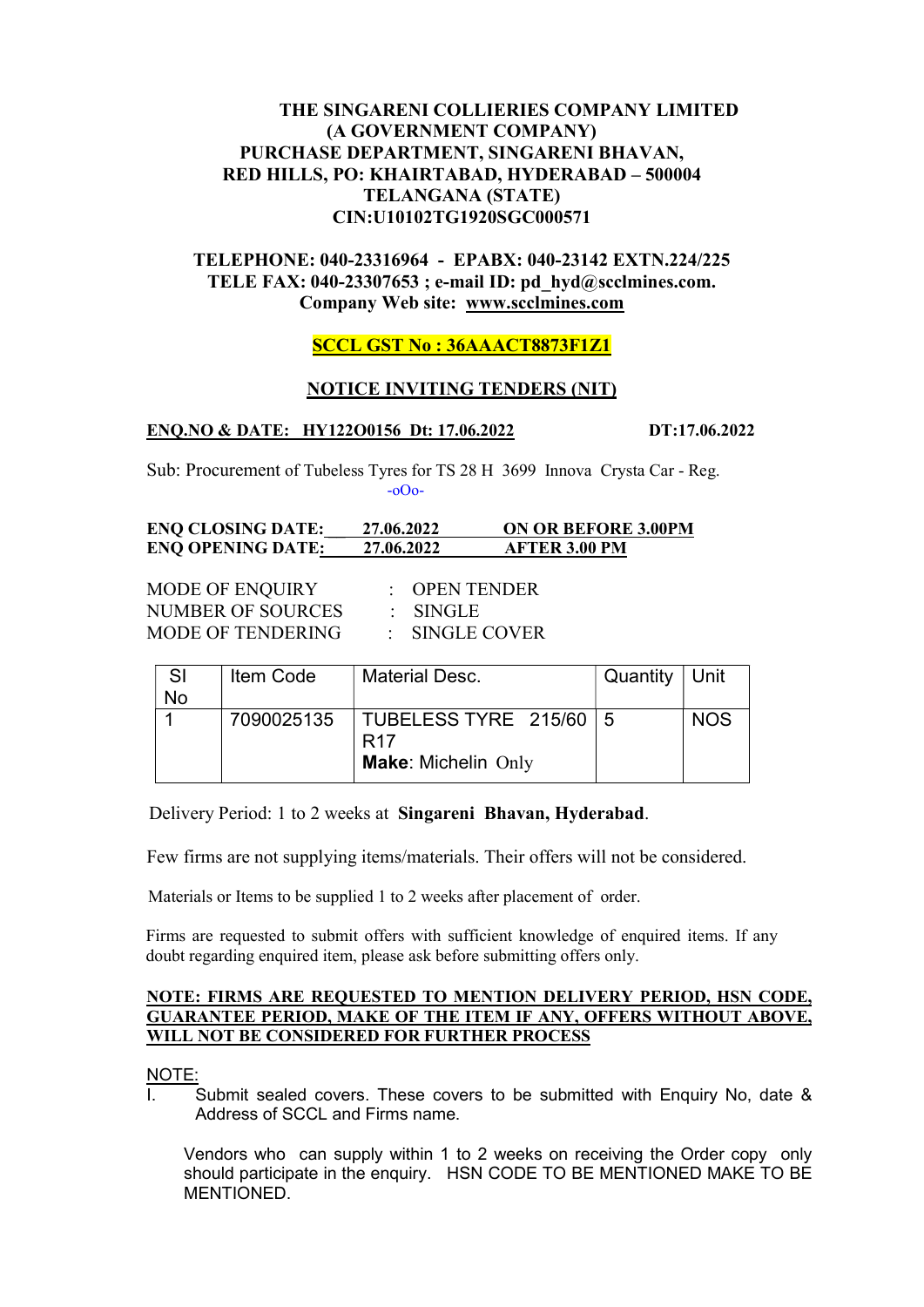**THE SINGARENI COLLIERIES COMPANY LIMITED**
**(A GOVERNMENT COMPANY)**
**PURCHASE DEPARTMENT, SINGARENI BHAVAN,**
**RED HILLS, PO: KHAIRTABAD, HYDERABAD – 500004**
**TELANGANA (STATE)**
**CIN:U10102TG1920SGC000571**

**TELEPHONE: 040-23316964 - EPABX: 040-23142 EXTN.224/225**
**TELE FAX: 040-23307653 ; e-mail ID: pd_hyd@scclmines.com.**
**Company Web site: www.scclmines.com**

**SCCL GST No : 36AAACT8873F1Z1**

## NOTICE INVITING TENDERS (NIT)

**ENQ.NO & DATE: HY122O0156 Dt: 17.06.2022** **DT:17.06.2022**

Sub: Procurement of Tubeless Tyres for TS 28 H 3699 Innova Crysta Car - Reg.

-oOo-

**ENQ CLOSING DATE: 27.06.2022 ON OR BEFORE 3.00PM**
**ENQ OPENING DATE: 27.06.2022 AFTER 3.00 PM**

MODE OF ENQUIRY : OPEN TENDER
NUMBER OF SOURCES : SINGLE
MODE OF TENDERING : SINGLE COVER

| Sl No | Item Code | Material Desc. | Quantity | Unit |
|---|---|---|---|---|
| 1 | 7090025135 | TUBELESS TYRE 215/60 R17 **Make**: Michelin Only | 5 | NOS |

Delivery Period: 1 to 2 weeks at **Singareni Bhavan, Hyderabad**.

Few firms are not supplying items/materials. Their offers will not be considered.

Materials or Items to be supplied 1 to 2 weeks after placement of order.

Firms are requested to submit offers with sufficient knowledge of enquired items. If any doubt regarding enquired item, please ask before submitting offers only.

**NOTE: FIRMS ARE REQUESTED TO MENTION DELIVERY PERIOD, HSN CODE, GUARANTEE PERIOD, MAKE OF THE ITEM IF ANY, OFFERS WITHOUT ABOVE, WILL NOT BE CONSIDERED FOR FURTHER PROCESS**

NOTE:

I. Submit sealed covers. These covers to be submitted with Enquiry No, date & Address of SCCL and Firms name.

Vendors who can supply within 1 to 2 weeks on receiving the Order copy only should participate in the enquiry. HSN CODE TO BE MENTIONED MAKE TO BE MENTIONED.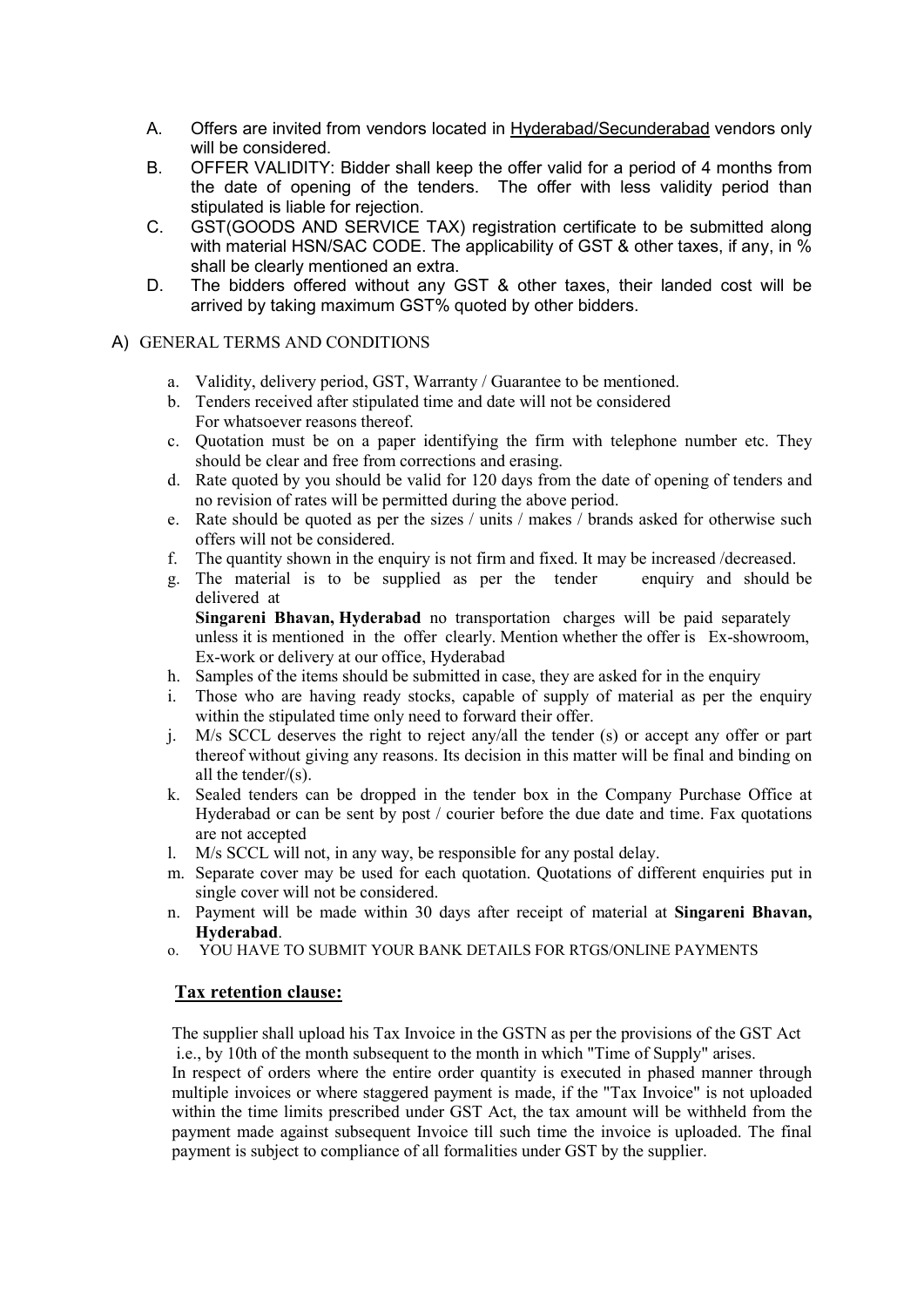A. Offers are invited from vendors located in <u>Hyderabad/Secunderabad</u> vendors only will be considered.

B. OFFER VALIDITY: Bidder shall keep the offer valid for a period of 4 months from the date of opening of the tenders. The offer with less validity period than stipulated is liable for rejection.

C. GST(GOODS AND SERVICE TAX) registration certificate to be submitted along with material HSN/SAC CODE. The applicability of GST & other taxes, if any, in % shall be clearly mentioned an extra.

D. The bidders offered without any GST & other taxes, their landed cost will be arrived by taking maximum GST% quoted by other bidders.

A) GENERAL TERMS AND CONDITIONS

a. Validity, delivery period, GST, Warranty / Guarantee to be mentioned.
b. Tenders received after stipulated time and date will not be considered For whatsoever reasons thereof.
c. Quotation must be on a paper identifying the firm with telephone number etc. They should be clear and free from corrections and erasing.
d. Rate quoted by you should be valid for 120 days from the date of opening of tenders and no revision of rates will be permitted during the above period.
e. Rate should be quoted as per the sizes / units / makes / brands asked for otherwise such offers will not be considered.
f. The quantity shown in the enquiry is not firm and fixed. It may be increased /decreased.
g. The material is to be supplied as per the tender enquiry and should be delivered at **Singareni Bhavan, Hyderabad** no transportation charges will be paid separately unless it is mentioned in the offer clearly. Mention whether the offer is Ex-showroom, Ex-work or delivery at our office, Hyderabad
h. Samples of the items should be submitted in case, they are asked for in the enquiry
i. Those who are having ready stocks, capable of supply of material as per the enquiry within the stipulated time only need to forward their offer.
j. M/s SCCL deserves the right to reject any/all the tender (s) or accept any offer or part thereof without giving any reasons. Its decision in this matter will be final and binding on all the tender/(s).
k. Sealed tenders can be dropped in the tender box in the Company Purchase Office at Hyderabad or can be sent by post / courier before the due date and time. Fax quotations are not accepted
l. M/s SCCL will not, in any way, be responsible for any postal delay.
m. Separate cover may be used for each quotation. Quotations of different enquiries put in single cover will not be considered.
n. Payment will be made within 30 days after receipt of material at **Singareni Bhavan, Hyderabad**.
o. YOU HAVE TO SUBMIT YOUR BANK DETAILS FOR RTGS/ONLINE PAYMENTS

**<u>Tax retention clause:</u>**

The supplier shall upload his Tax Invoice in the GSTN as per the provisions of the GST Act i.e., by 10th of the month subsequent to the month in which "Time of Supply" arises.
In respect of orders where the entire order quantity is executed in phased manner through multiple invoices or where staggered payment is made, if the "Tax Invoice" is not uploaded within the time limits prescribed under GST Act, the tax amount will be withheld from the payment made against subsequent Invoice till such time the invoice is uploaded. The final payment is subject to compliance of all formalities under GST by the supplier.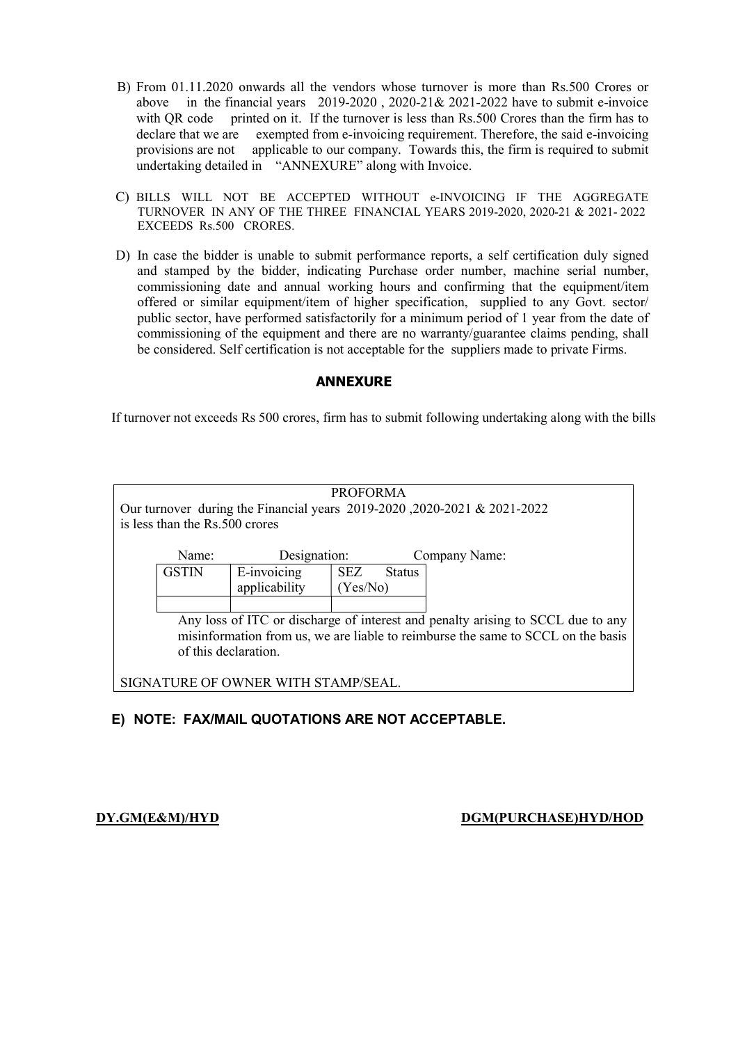B) From 01.11.2020 onwards all the vendors whose turnover is more than Rs.500 Crores or above in the financial years 2019-2020 , 2020-21& 2021-2022 have to submit e-invoice with QR code printed on it. If the turnover is less than Rs.500 Crores than the firm has to declare that we are exempted from e-invoicing requirement. Therefore, the said e-invoicing provisions are not applicable to our company. Towards this, the firm is required to submit undertaking detailed in "ANNEXURE" along with Invoice.

C) BILLS WILL NOT BE ACCEPTED WITHOUT e-INVOICING IF THE AGGREGATE TURNOVER IN ANY OF THE THREE FINANCIAL YEARS 2019-2020, 2020-21 & 2021- 2022 EXCEEDS Rs.500 CRORES.

D) In case the bidder is unable to submit performance reports, a self certification duly signed and stamped by the bidder, indicating Purchase order number, machine serial number, commissioning date and annual working hours and confirming that the equipment/item offered or similar equipment/item of higher specification, supplied to any Govt. sector/ public sector, have performed satisfactorily for a minimum period of 1 year from the date of commissioning of the equipment and there are no warranty/guarantee claims pending, shall be considered. Self certification is not acceptable for the suppliers made to private Firms.

## ANNEXURE

If turnover not exceeds Rs 500 crores, firm has to submit following undertaking along with the bills

PROFORMA

Our turnover during the Financial years 2019-2020 ,2020-2021 & 2021-2022 is less than the Rs.500 crores

Name: Designation: Company Name:

| GSTIN | E-invoicing applicability | SEZ Status (Yes/No) |
|---|---|---|
| | | |

Any loss of ITC or discharge of interest and penalty arising to SCCL due to any misinformation from us, we are liable to reimburse the same to SCCL on the basis of this declaration.

SIGNATURE OF OWNER WITH STAMP/SEAL.

**E) NOTE: FAX/MAIL QUOTATIONS ARE NOT ACCEPTABLE.**

**DY.GM(E&M)/HYD** **DGM(PURCHASE)HYD/HOD**